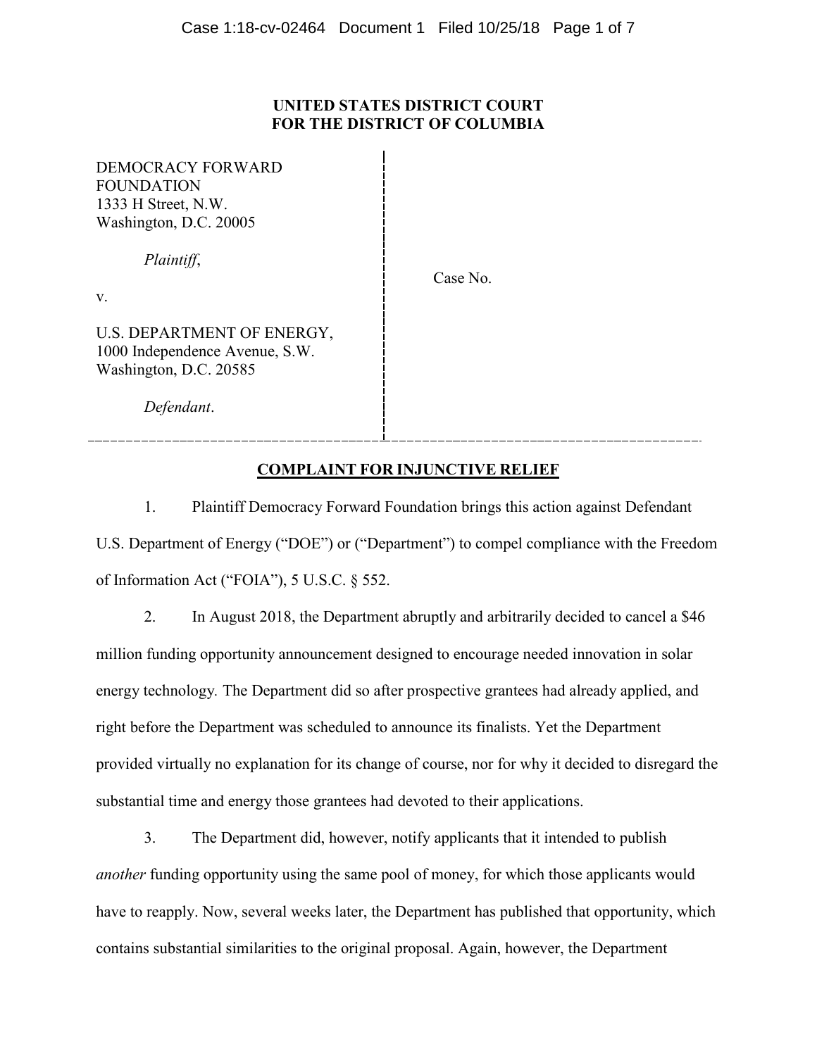**UNITED STATES DISTRICT COURT**
**FOR THE DISTRICT OF COLUMBIA**

DEMOCRACY FORWARD FOUNDATION
1333 H Street, N.W.
Washington, D.C. 20005

*Plaintiff*,

v.

U.S. DEPARTMENT OF ENERGY,
1000 Independence Avenue, S.W.
Washington, D.C. 20585

*Defendant*.

Case No.

## COMPLAINT FOR INJUNCTIVE RELIEF

1. Plaintiff Democracy Forward Foundation brings this action against Defendant U.S. Department of Energy ("DOE") or ("Department") to compel compliance with the Freedom of Information Act ("FOIA"), 5 U.S.C. § 552.

2. In August 2018, the Department abruptly and arbitrarily decided to cancel a $46 million funding opportunity announcement designed to encourage needed innovation in solar energy technology. The Department did so after prospective grantees had already applied, and right before the Department was scheduled to announce its finalists. Yet the Department provided virtually no explanation for its change of course, nor for why it decided to disregard the substantial time and energy those grantees had devoted to their applications.

3. The Department did, however, notify applicants that it intended to publish *another* funding opportunity using the same pool of money, for which those applicants would have to reapply. Now, several weeks later, the Department has published that opportunity, which contains substantial similarities to the original proposal. Again, however, the Department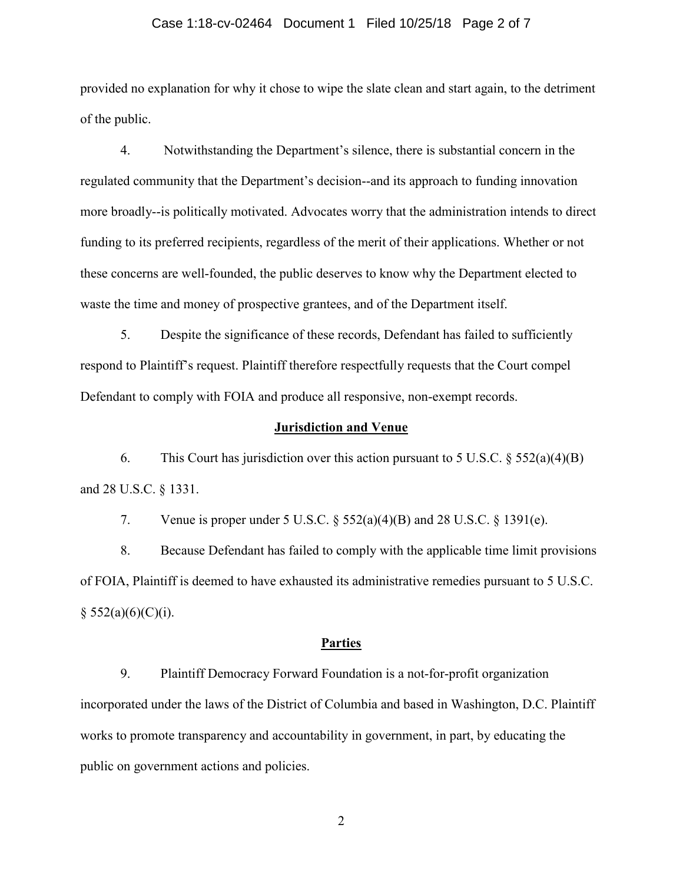provided no explanation for why it chose to wipe the slate clean and start again, to the detriment of the public.

4. Notwithstanding the Department's silence, there is substantial concern in the regulated community that the Department's decision--and its approach to funding innovation more broadly--is politically motivated. Advocates worry that the administration intends to direct funding to its preferred recipients, regardless of the merit of their applications. Whether or not these concerns are well-founded, the public deserves to know why the Department elected to waste the time and money of prospective grantees, and of the Department itself.

5. Despite the significance of these records, Defendant has failed to sufficiently respond to Plaintiff's request. Plaintiff therefore respectfully requests that the Court compel Defendant to comply with FOIA and produce all responsive, non-exempt records.

## Jurisdiction and Venue

6. This Court has jurisdiction over this action pursuant to 5 U.S.C. § 552(a)(4)(B) and 28 U.S.C. § 1331.

7. Venue is proper under 5 U.S.C. § 552(a)(4)(B) and 28 U.S.C. § 1391(e).

8. Because Defendant has failed to comply with the applicable time limit provisions of FOIA, Plaintiff is deemed to have exhausted its administrative remedies pursuant to 5 U.S.C. § 552(a)(6)(C)(i).

## Parties

9. Plaintiff Democracy Forward Foundation is a not-for-profit organization incorporated under the laws of the District of Columbia and based in Washington, D.C. Plaintiff works to promote transparency and accountability in government, in part, by educating the public on government actions and policies.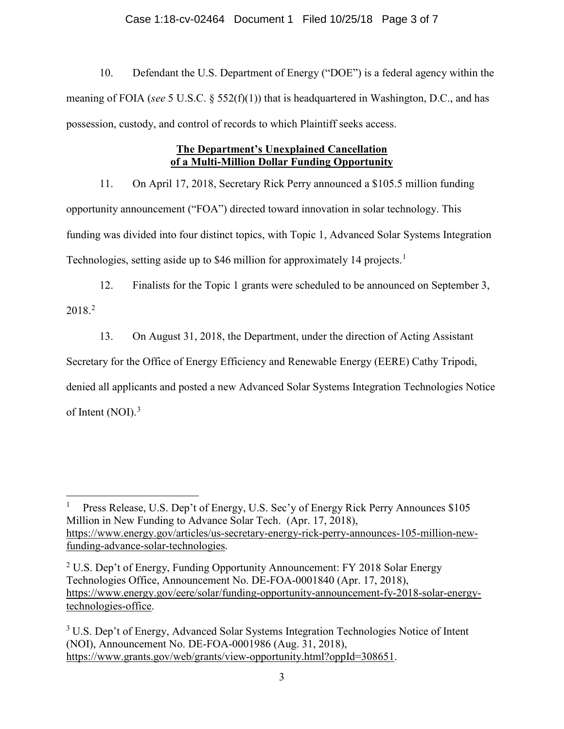10. Defendant the U.S. Department of Energy ("DOE") is a federal agency within the meaning of FOIA (*see* 5 U.S.C. § 552(f)(1)) that is headquartered in Washington, D.C., and has possession, custody, and control of records to which Plaintiff seeks access.

**The Department's Unexplained Cancellation of a Multi-Million Dollar Funding Opportunity**

11. On April 17, 2018, Secretary Rick Perry announced a $105.5 million funding opportunity announcement ("FOA") directed toward innovation in solar technology. This funding was divided into four distinct topics, with Topic 1, Advanced Solar Systems Integration Technologies, setting aside up to $46 million for approximately 14 projects.[1]

12. Finalists for the Topic 1 grants were scheduled to be announced on September 3, 2018.[2]

13. On August 31, 2018, the Department, under the direction of Acting Assistant Secretary for the Office of Energy Efficiency and Renewable Energy (EERE) Cathy Tripodi, denied all applicants and posted a new Advanced Solar Systems Integration Technologies Notice of Intent (NOI).[3]

---

[1] Press Release, U.S. Dep't of Energy, U.S. Sec'y of Energy Rick Perry Announces $105 Million in New Funding to Advance Solar Tech. (Apr. 17, 2018), https://www.energy.gov/articles/us-secretary-energy-rick-perry-announces-105-million-new-funding-advance-solar-technologies.

[2] U.S. Dep't of Energy, Funding Opportunity Announcement: FY 2018 Solar Energy Technologies Office, Announcement No. DE-FOA-0001840 (Apr. 17, 2018), https://www.energy.gov/eere/solar/funding-opportunity-announcement-fy-2018-solar-energy-technologies-office.

[3] U.S. Dep't of Energy, Advanced Solar Systems Integration Technologies Notice of Intent (NOI), Announcement No. DE-FOA-0001986 (Aug. 31, 2018), https://www.grants.gov/web/grants/view-opportunity.html?oppId=308651.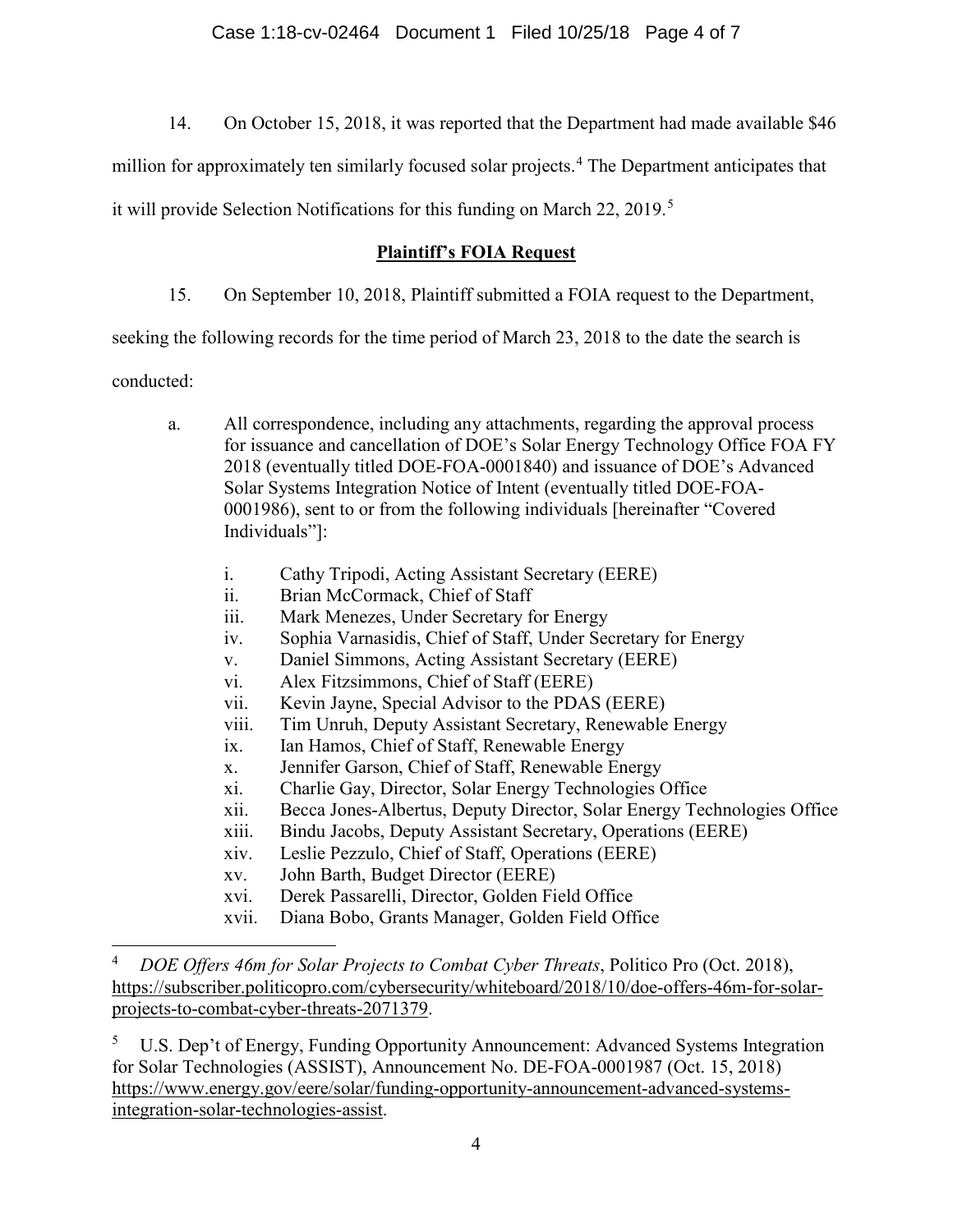14. On October 15, 2018, it was reported that the Department had made available $46 million for approximately ten similarly focused solar projects.[4] The Department anticipates that it will provide Selection Notifications for this funding on March 22, 2019.[5]

## **Plaintiff's FOIA Request**

15. On September 10, 2018, Plaintiff submitted a FOIA request to the Department, seeking the following records for the time period of March 23, 2018 to the date the search is conducted:

a. All correspondence, including any attachments, regarding the approval process for issuance and cancellation of DOE's Solar Energy Technology Office FOA FY 2018 (eventually titled DOE-FOA-0001840) and issuance of DOE's Advanced Solar Systems Integration Notice of Intent (eventually titled DOE-FOA-0001986), sent to or from the following individuals [hereinafter "Covered Individuals"]:

   i. Cathy Tripodi, Acting Assistant Secretary (EERE)
   ii. Brian McCormack, Chief of Staff
   iii. Mark Menezes, Under Secretary for Energy
   iv. Sophia Varnasidis, Chief of Staff, Under Secretary for Energy
   v. Daniel Simmons, Acting Assistant Secretary (EERE)
   vi. Alex Fitzsimmons, Chief of Staff (EERE)
   vii. Kevin Jayne, Special Advisor to the PDAS (EERE)
   viii. Tim Unruh, Deputy Assistant Secretary, Renewable Energy
   ix. Ian Hamos, Chief of Staff, Renewable Energy
   x. Jennifer Garson, Chief of Staff, Renewable Energy
   xi. Charlie Gay, Director, Solar Energy Technologies Office
   xii. Becca Jones-Albertus, Deputy Director, Solar Energy Technologies Office
   xiii. Bindu Jacobs, Deputy Assistant Secretary, Operations (EERE)
   xiv. Leslie Pezzulo, Chief of Staff, Operations (EERE)
   xv. John Barth, Budget Director (EERE)
   xvi. Derek Passarelli, Director, Golden Field Office
   xvii. Diana Bobo, Grants Manager, Golden Field Office

---

[4] *DOE Offers 46m for Solar Projects to Combat Cyber Threats*, Politico Pro (Oct. 2018), https://subscriber.politicopro.com/cybersecurity/whiteboard/2018/10/doe-offers-46m-for-solar-projects-to-combat-cyber-threats-2071379.

[5] U.S. Dep't of Energy, Funding Opportunity Announcement: Advanced Systems Integration for Solar Technologies (ASSIST), Announcement No. DE-FOA-0001987 (Oct. 15, 2018) https://www.energy.gov/eere/solar/funding-opportunity-announcement-advanced-systems-integration-solar-technologies-assist.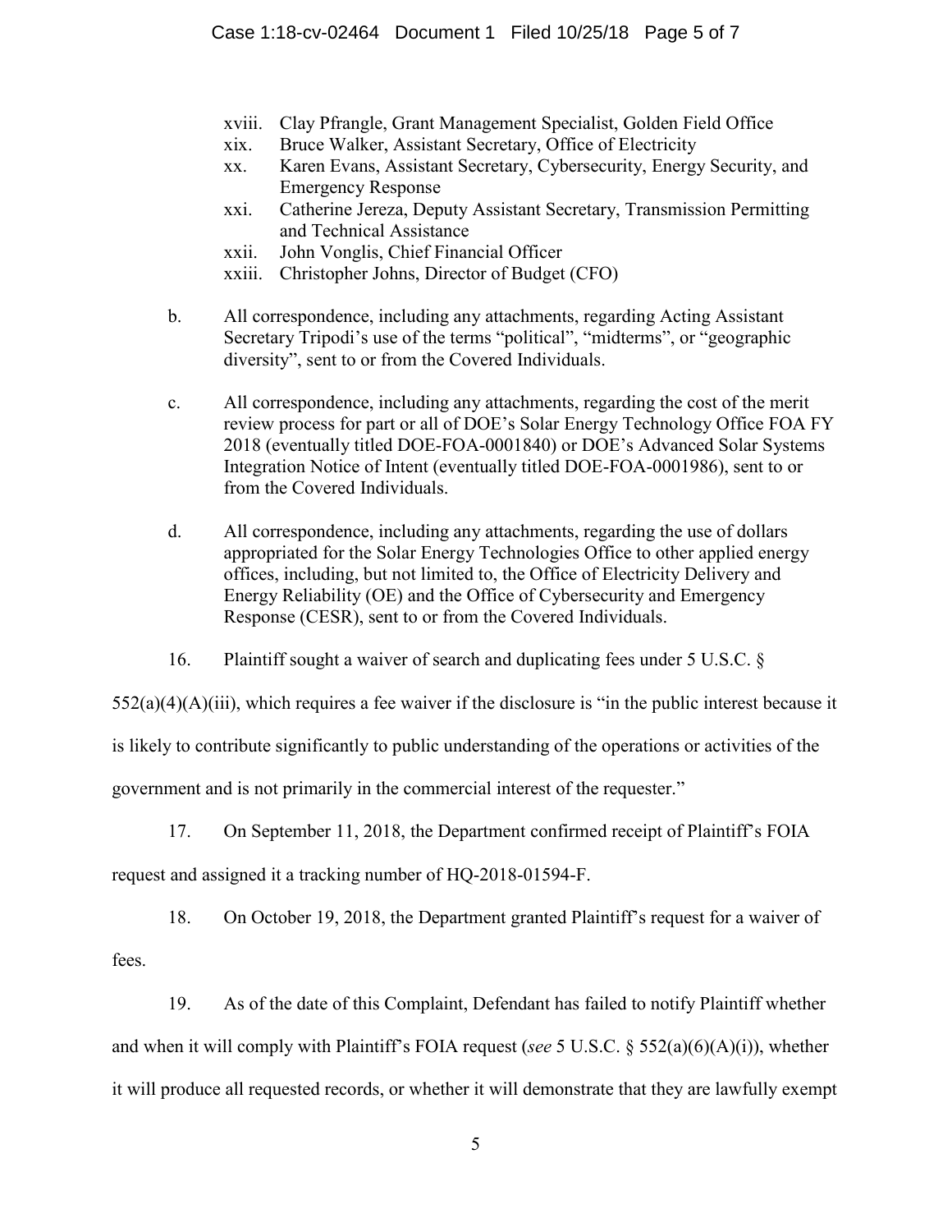xviii. Clay Pfrangle, Grant Management Specialist, Golden Field Office
xix. Bruce Walker, Assistant Secretary, Office of Electricity
xx. Karen Evans, Assistant Secretary, Cybersecurity, Energy Security, and Emergency Response
xxi. Catherine Jereza, Deputy Assistant Secretary, Transmission Permitting and Technical Assistance
xxii. John Vonglis, Chief Financial Officer
xxiii. Christopher Johns, Director of Budget (CFO)

b. All correspondence, including any attachments, regarding Acting Assistant Secretary Tripodi's use of the terms "political", "midterms", or "geographic diversity", sent to or from the Covered Individuals.

c. All correspondence, including any attachments, regarding the cost of the merit review process for part or all of DOE's Solar Energy Technology Office FOA FY 2018 (eventually titled DOE-FOA-0001840) or DOE's Advanced Solar Systems Integration Notice of Intent (eventually titled DOE-FOA-0001986), sent to or from the Covered Individuals.

d. All correspondence, including any attachments, regarding the use of dollars appropriated for the Solar Energy Technologies Office to other applied energy offices, including, but not limited to, the Office of Electricity Delivery and Energy Reliability (OE) and the Office of Cybersecurity and Emergency Response (CESR), sent to or from the Covered Individuals.

16. Plaintiff sought a waiver of search and duplicating fees under 5 U.S.C. § 552(a)(4)(A)(iii), which requires a fee waiver if the disclosure is "in the public interest because it is likely to contribute significantly to public understanding of the operations or activities of the government and is not primarily in the commercial interest of the requester."

17. On September 11, 2018, the Department confirmed receipt of Plaintiff's FOIA request and assigned it a tracking number of HQ-2018-01594-F.

18. On October 19, 2018, the Department granted Plaintiff's request for a waiver of fees.

19. As of the date of this Complaint, Defendant has failed to notify Plaintiff whether and when it will comply with Plaintiff's FOIA request (*see* 5 U.S.C. § 552(a)(6)(A)(i)), whether it will produce all requested records, or whether it will demonstrate that they are lawfully exempt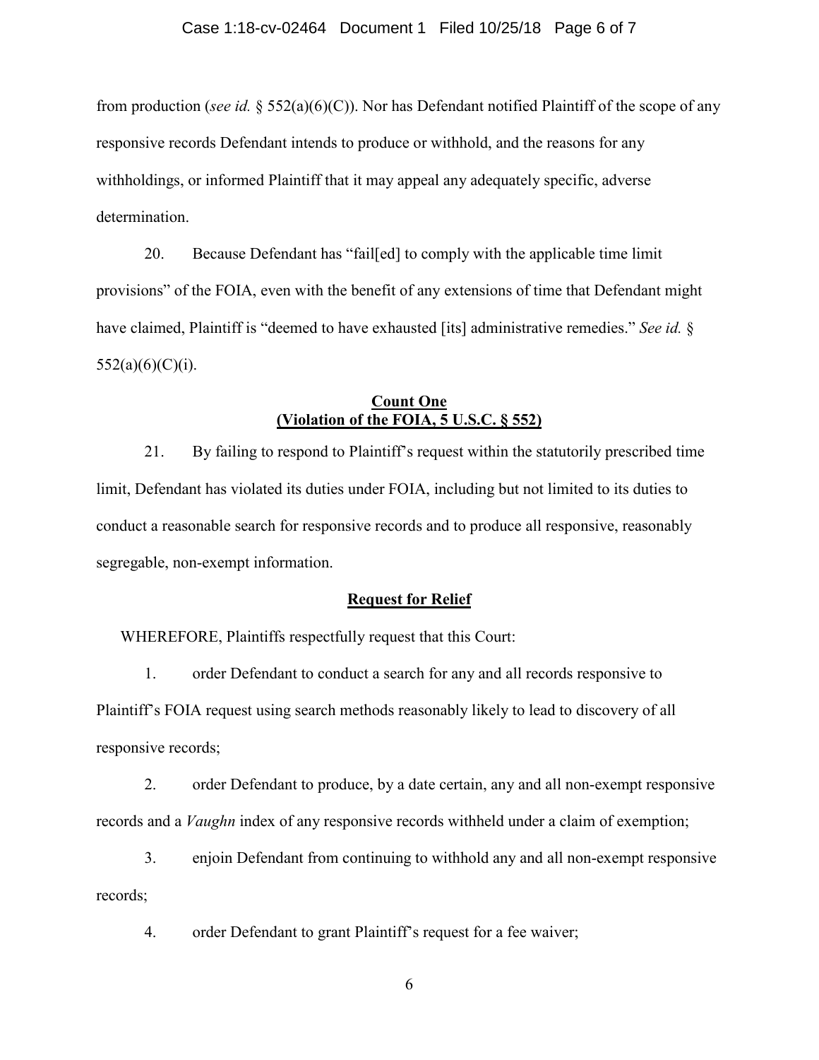from production (*see id.* § 552(a)(6)(C)). Nor has Defendant notified Plaintiff of the scope of any responsive records Defendant intends to produce or withhold, and the reasons for any withholdings, or informed Plaintiff that it may appeal any adequately specific, adverse determination.

20. Because Defendant has "fail[ed] to comply with the applicable time limit provisions" of the FOIA, even with the benefit of any extensions of time that Defendant might have claimed, Plaintiff is "deemed to have exhausted [its] administrative remedies." *See id.* § 552(a)(6)(C)(i).

**Count One**
**(Violation of the FOIA, 5 U.S.C. § 552)**

21. By failing to respond to Plaintiff's request within the statutorily prescribed time limit, Defendant has violated its duties under FOIA, including but not limited to its duties to conduct a reasonable search for responsive records and to produce all responsive, reasonably segregable, non-exempt information.

**Request for Relief**

WHEREFORE, Plaintiffs respectfully request that this Court:

1. order Defendant to conduct a search for any and all records responsive to Plaintiff's FOIA request using search methods reasonably likely to lead to discovery of all responsive records;

2. order Defendant to produce, by a date certain, any and all non-exempt responsive records and a *Vaughn* index of any responsive records withheld under a claim of exemption;

3. enjoin Defendant from continuing to withhold any and all non-exempt responsive records;

4. order Defendant to grant Plaintiff's request for a fee waiver;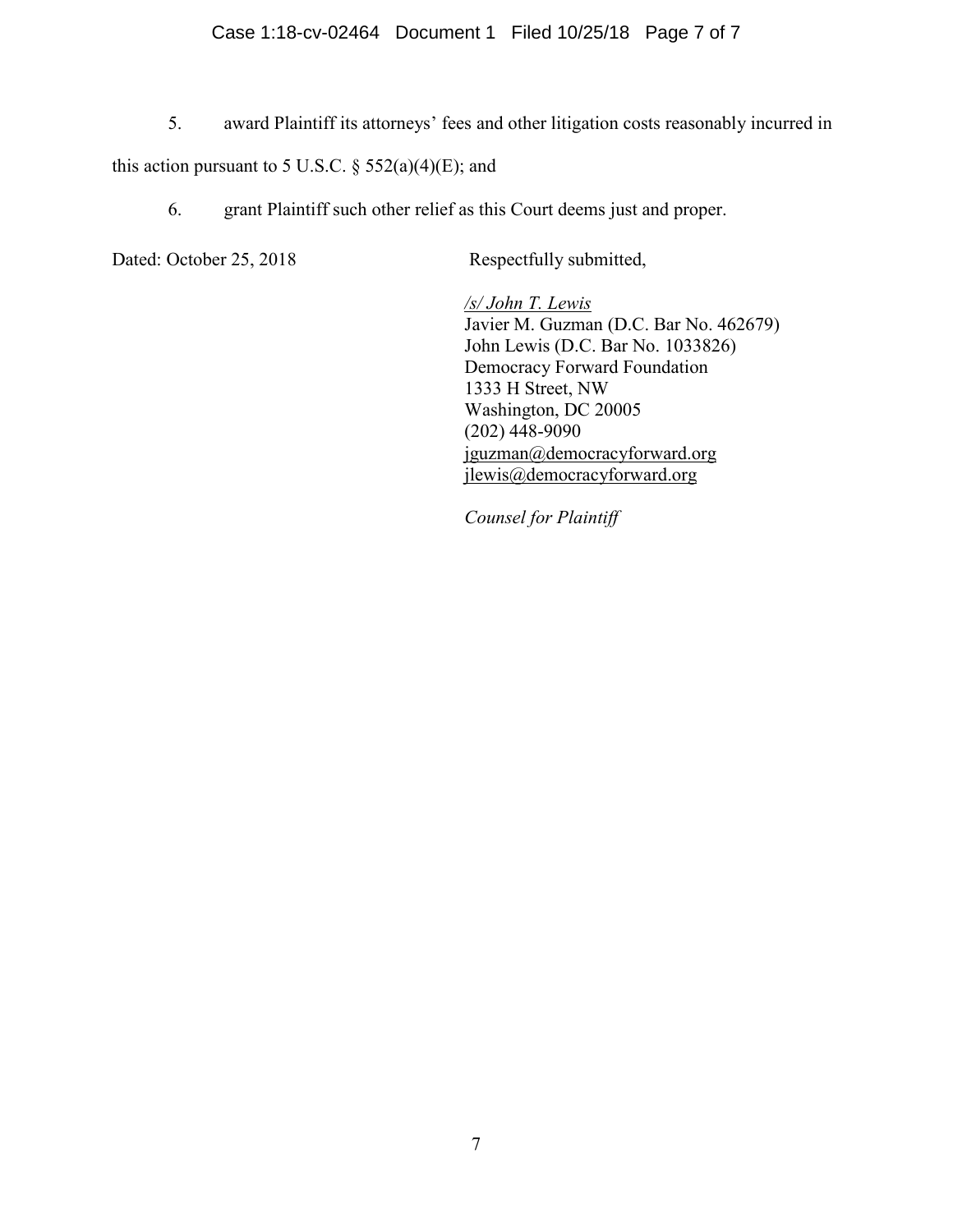5. award Plaintiff its attorneys' fees and other litigation costs reasonably incurred in this action pursuant to 5 U.S.C. § 552(a)(4)(E); and

6. grant Plaintiff such other relief as this Court deems just and proper.

Dated: October 25, 2018

Respectfully submitted,

*/s/ John T. Lewis*
Javier M. Guzman (D.C. Bar No. 462679)
John Lewis (D.C. Bar No. 1033826)
Democracy Forward Foundation
1333 H Street, NW
Washington, DC 20005
(202) 448-9090
jguzman@democracyforward.org
jlewis@democracyforward.org

*Counsel for Plaintiff*